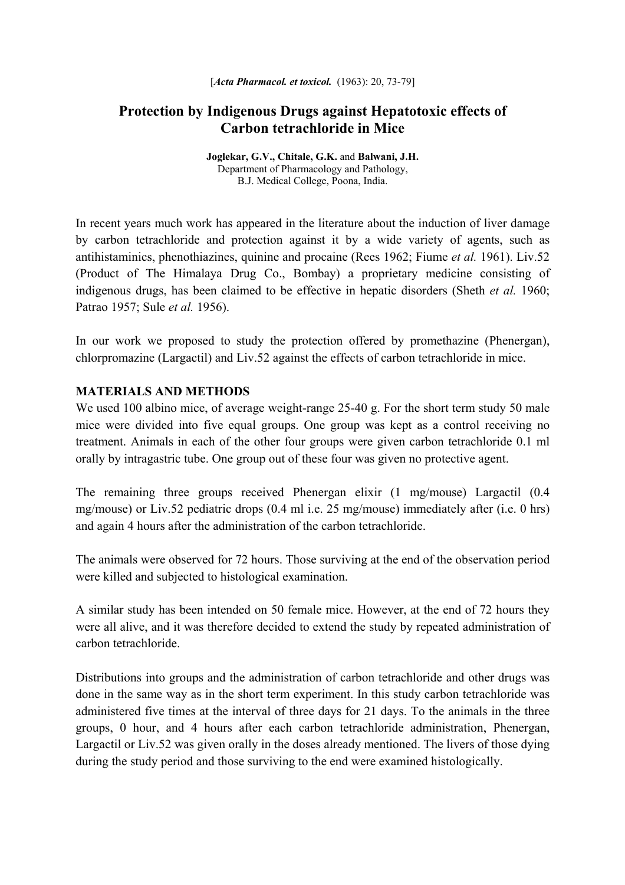[*Acta Pharmacol. et toxicol.* (1963): 20, 73-79]

# Protection by Indigenous Drugs against Hepatotoxic effects of Carbon tetrachloride in Mice

**Joglekar, G.V., Chitale, G.K.** and **Balwani, J.H.**
Department of Pharmacology and Pathology,
B.J. Medical College, Poona, India.

In recent years much work has appeared in the literature about the induction of liver damage by carbon tetrachloride and protection against it by a wide variety of agents, such as antihistaminics, phenothiazines, quinine and procaine (Rees 1962; Fiume *et al.* 1961). Liv.52 (Product of The Himalaya Drug Co., Bombay) a proprietary medicine consisting of indigenous drugs, has been claimed to be effective in hepatic disorders (Sheth *et al.* 1960; Patrao 1957; Sule *et al.* 1956).

In our work we proposed to study the protection offered by promethazine (Phenergan), chlorpromazine (Largactil) and Liv.52 against the effects of carbon tetrachloride in mice.

## MATERIALS AND METHODS

We used 100 albino mice, of average weight-range 25-40 g. For the short term study 50 male mice were divided into five equal groups. One group was kept as a control receiving no treatment. Animals in each of the other four groups were given carbon tetrachloride 0.1 ml orally by intragastric tube. One group out of these four was given no protective agent.

The remaining three groups received Phenergan elixir (1 mg/mouse) Largactil (0.4 mg/mouse) or Liv.52 pediatric drops (0.4 ml i.e. 25 mg/mouse) immediately after (i.e. 0 hrs) and again 4 hours after the administration of the carbon tetrachloride.

The animals were observed for 72 hours. Those surviving at the end of the observation period were killed and subjected to histological examination.

A similar study has been intended on 50 female mice. However, at the end of 72 hours they were all alive, and it was therefore decided to extend the study by repeated administration of carbon tetrachloride.

Distributions into groups and the administration of carbon tetrachloride and other drugs was done in the same way as in the short term experiment. In this study carbon tetrachloride was administered five times at the interval of three days for 21 days. To the animals in the three groups, 0 hour, and 4 hours after each carbon tetrachloride administration, Phenergan, Largactil or Liv.52 was given orally in the doses already mentioned. The livers of those dying during the study period and those surviving to the end were examined histologically.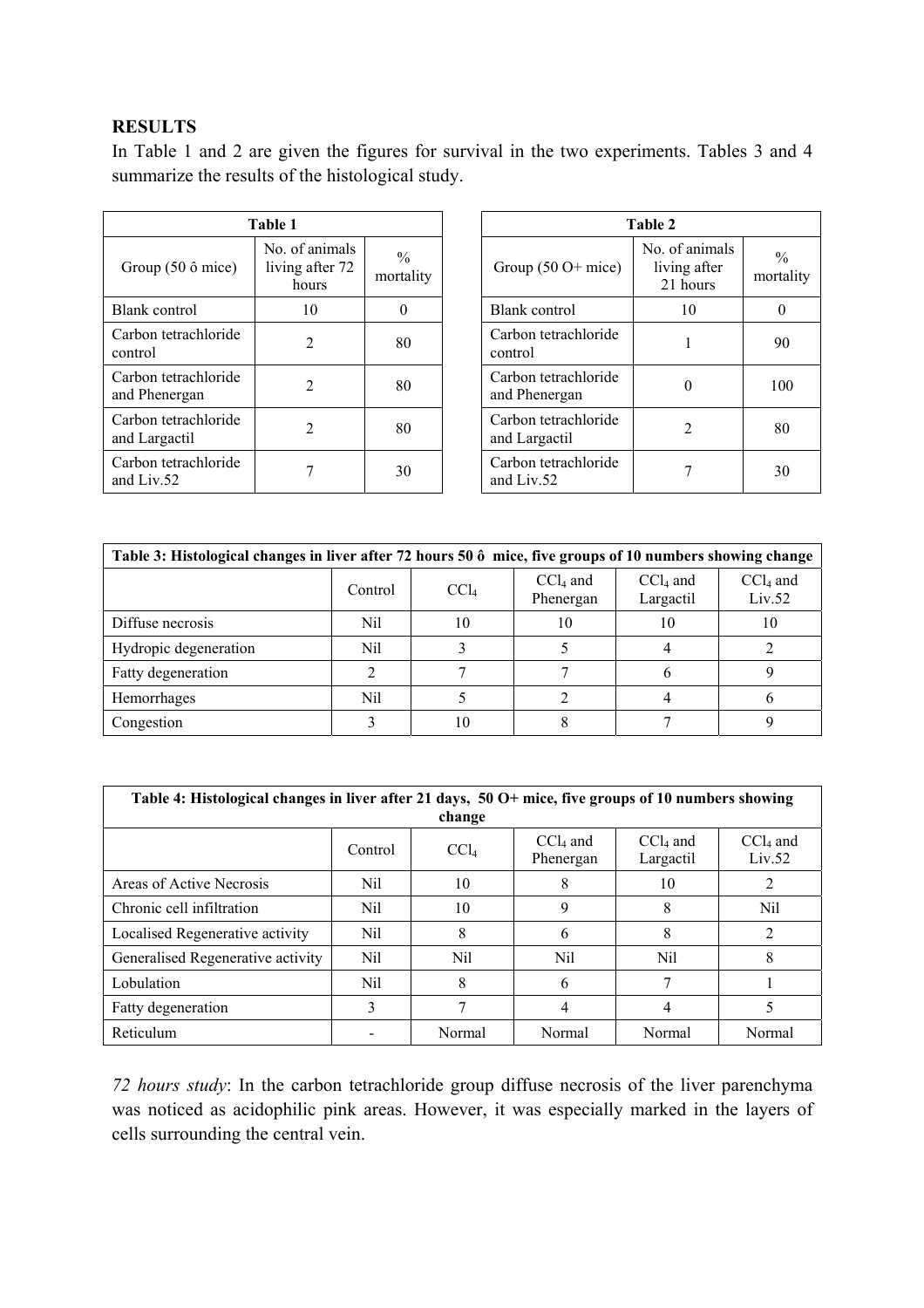**RESULTS**

In Table 1 and 2 are given the figures for survival in the two experiments. Tables 3 and 4 summarize the results of the histological study.

| Table 1 | | |
|---|---|---|
| Group (50 ô mice) | No. of animals living after 72 hours | % mortality |
| Blank control | 10 | 0 |
| Carbon tetrachloride control | 2 | 80 |
| Carbon tetrachloride and Phenergan | 2 | 80 |
| Carbon tetrachloride and Largactil | 2 | 80 |
| Carbon tetrachloride and Liv.52 | 7 | 30 |

| Table 2 | | |
|---|---|---|
| Group (50 O+ mice) | No. of animals living after 21 hours | % mortality |
| Blank control | 10 | 0 |
| Carbon tetrachloride control | 1 | 90 |
| Carbon tetrachloride and Phenergan | 0 | 100 |
| Carbon tetrachloride and Largactil | 2 | 80 |
| Carbon tetrachloride and Liv.52 | 7 | 30 |

| Table 3: Histological changes in liver after 72 hours 50 ô mice, five groups of 10 numbers showing change | | | | | |
|---|---|---|---|---|---|
| | Control | $CCl_4$ | $CCl_4$ and Phenergan | $CCl_4$ and Largactil | $CCl_4$ and Liv.52 |
| Diffuse necrosis | Nil | 10 | 10 | 10 | 10 |
| Hydropic degeneration | Nil | 3 | 5 | 4 | 2 |
| Fatty degeneration | 2 | 7 | 7 | 6 | 9 |
| Hemorrhages | Nil | 5 | 2 | 4 | 6 |
| Congestion | 3 | 10 | 8 | 7 | 9 |

| Table 4: Histological changes in liver after 21 days, 50 O+ mice, five groups of 10 numbers showing change | | | | | |
|---|---|---|---|---|---|
| | Control | $CCl_4$ | $CCl_4$ and Phenergan | $CCl_4$ and Largactil | $CCl_4$ and Liv.52 |
| Areas of Active Necrosis | Nil | 10 | 8 | 10 | 2 |
| Chronic cell infiltration | Nil | 10 | 9 | 8 | Nil |
| Localised Regenerative activity | Nil | 8 | 6 | 8 | 2 |
| Generalised Regenerative activity | Nil | Nil | Nil | Nil | 8 |
| Lobulation | Nil | 8 | 6 | 7 | 1 |
| Fatty degeneration | 3 | 7 | 4 | 4 | 5 |
| Reticulum | - | Normal | Normal | Normal | Normal |

*72 hours study*: In the carbon tetrachloride group diffuse necrosis of the liver parenchyma was noticed as acidophilic pink areas. However, it was especially marked in the layers of cells surrounding the central vein.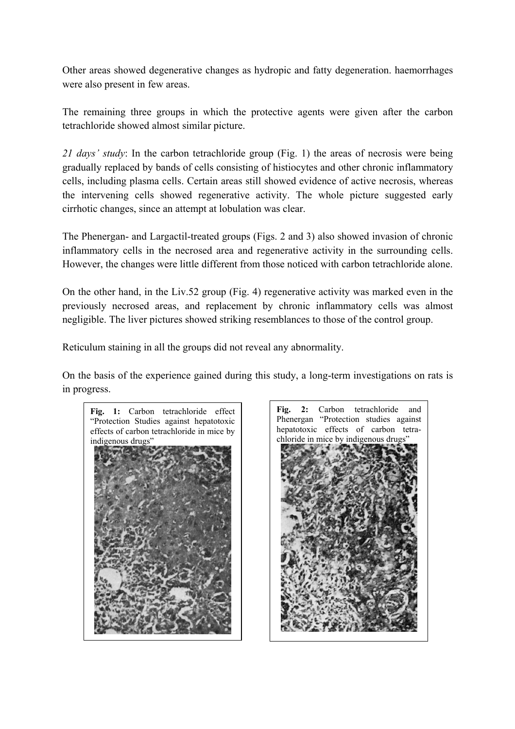Other areas showed degenerative changes as hydropic and fatty degeneration. haemorrhages were also present in few areas.

The remaining three groups in which the protective agents were given after the carbon tetrachloride showed almost similar picture.

*21 days' study*: In the carbon tetrachloride group (Fig. 1) the areas of necrosis were being gradually replaced by bands of cells consisting of histiocytes and other chronic inflammatory cells, including plasma cells. Certain areas still showed evidence of active necrosis, whereas the intervening cells showed regenerative activity. The whole picture suggested early cirrhotic changes, since an attempt at lobulation was clear.

The Phenergan- and Largactil-treated groups (Figs. 2 and 3) also showed invasion of chronic inflammatory cells in the necrosed area and regenerative activity in the surrounding cells. However, the changes were little different from those noticed with carbon tetrachloride alone.

On the other hand, in the Liv.52 group (Fig. 4) regenerative activity was marked even in the previously necrosed areas, and replacement by chronic inflammatory cells was almost negligible. The liver pictures showed striking resemblances to those of the control group.

Reticulum staining in all the groups did not reveal any abnormality.

On the basis of the experience gained during this study, a long-term investigations on rats is in progress.

**Fig. 1:** Carbon tetrachloride effect "Protection Studies against hepatotoxic effects of carbon tetrachloride in mice by indigenous drugs"

**Fig. 2:** Carbon tetrachloride and Phenergan "Protection studies against hepatotoxic effects of carbon tetrachloride in mice by indigenous drugs"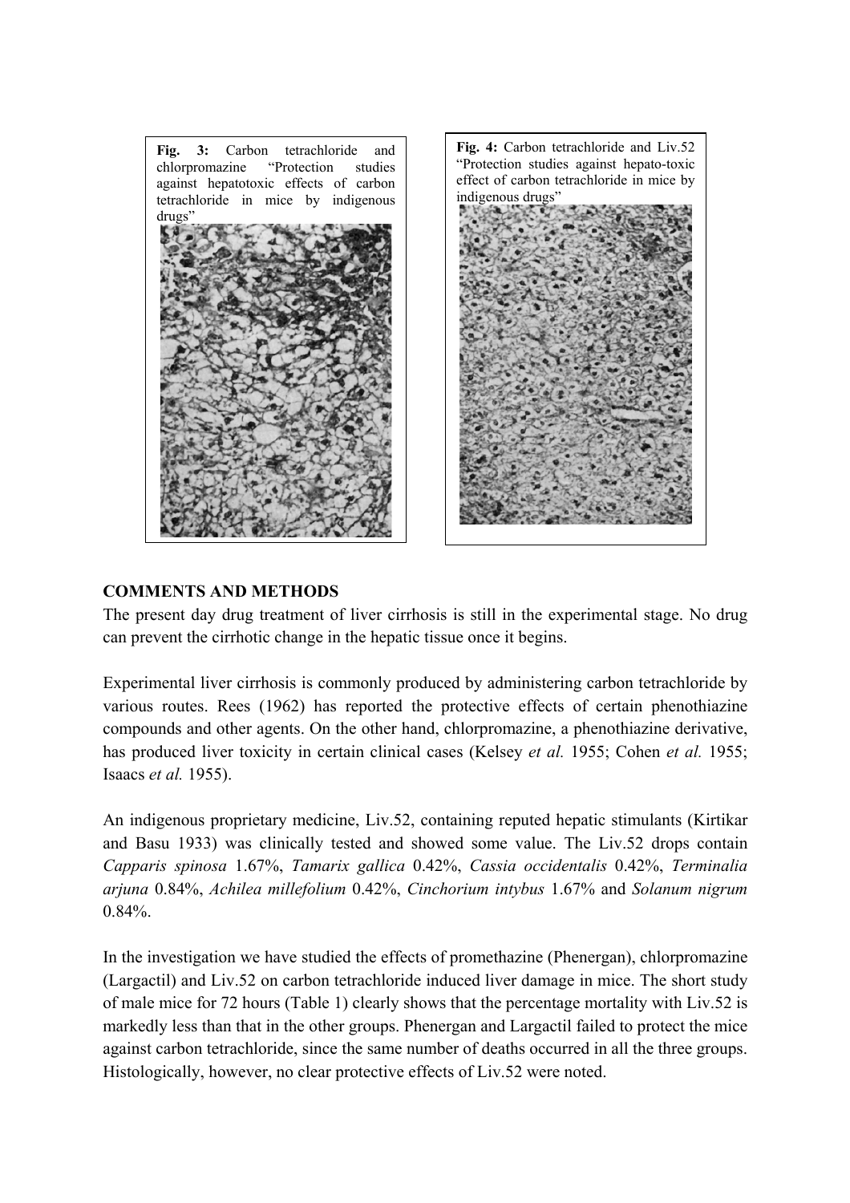**Fig. 3:** Carbon tetrachloride and chlorpromazine "Protection studies against hepatotoxic effects of carbon tetrachloride in mice by indigenous drugs"

**Fig. 4:** Carbon tetrachloride and Liv.52 "Protection studies against hepato-toxic effect of carbon tetrachloride in mice by indigenous drugs"

## COMMENTS AND METHODS

The present day drug treatment of liver cirrhosis is still in the experimental stage. No drug can prevent the cirrhotic change in the hepatic tissue once it begins.

Experimental liver cirrhosis is commonly produced by administering carbon tetrachloride by various routes. Rees (1962) has reported the protective effects of certain phenothiazine compounds and other agents. On the other hand, chlorpromazine, a phenothiazine derivative, has produced liver toxicity in certain clinical cases (Kelsey *et al.* 1955; Cohen *et al.* 1955; Isaacs *et al.* 1955).

An indigenous proprietary medicine, Liv.52, containing reputed hepatic stimulants (Kirtikar and Basu 1933) was clinically tested and showed some value. The Liv.52 drops contain *Capparis spinosa* 1.67%, *Tamarix gallica* 0.42%, *Cassia occidentalis* 0.42%, *Terminalia arjuna* 0.84%, *Achilea millefolium* 0.42%, *Cinchorium intybus* 1.67% and *Solanum nigrum* 0.84%.

In the investigation we have studied the effects of promethazine (Phenergan), chlorpromazine (Largactil) and Liv.52 on carbon tetrachloride induced liver damage in mice. The short study of male mice for 72 hours (Table 1) clearly shows that the percentage mortality with Liv.52 is markedly less than that in the other groups. Phenergan and Largactil failed to protect the mice against carbon tetrachloride, since the same number of deaths occurred in all the three groups. Histologically, however, no clear protective effects of Liv.52 were noted.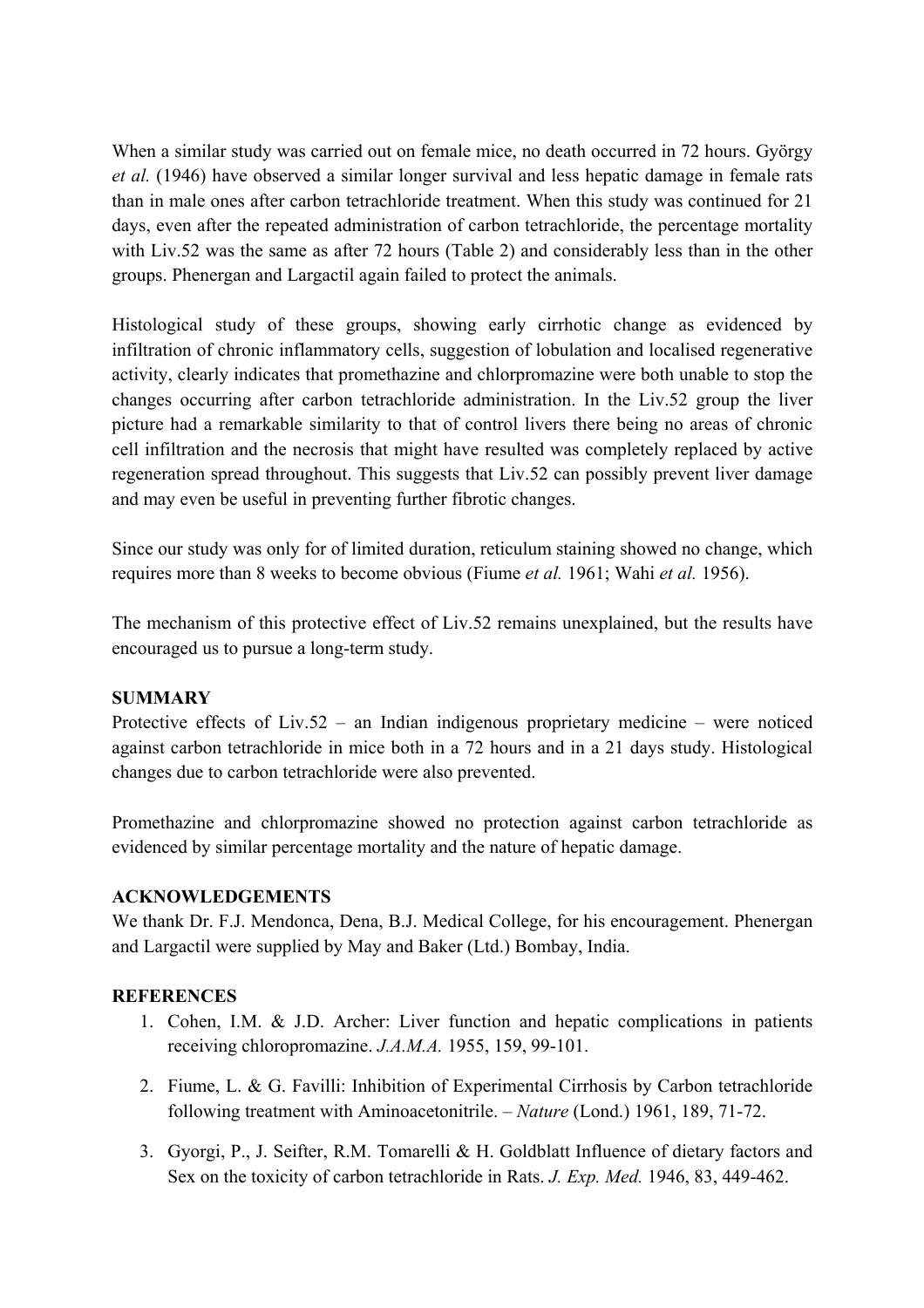When a similar study was carried out on female mice, no death occurred in 72 hours. György *et al.* (1946) have observed a similar longer survival and less hepatic damage in female rats than in male ones after carbon tetrachloride treatment. When this study was continued for 21 days, even after the repeated administration of carbon tetrachloride, the percentage mortality with Liv.52 was the same as after 72 hours (Table 2) and considerably less than in the other groups. Phenergan and Largactil again failed to protect the animals.

Histological study of these groups, showing early cirrhotic change as evidenced by infiltration of chronic inflammatory cells, suggestion of lobulation and localised regenerative activity, clearly indicates that promethazine and chlorpromazine were both unable to stop the changes occurring after carbon tetrachloride administration. In the Liv.52 group the liver picture had a remarkable similarity to that of control livers there being no areas of chronic cell infiltration and the necrosis that might have resulted was completely replaced by active regeneration spread throughout. This suggests that Liv.52 can possibly prevent liver damage and may even be useful in preventing further fibrotic changes.

Since our study was only for of limited duration, reticulum staining showed no change, which requires more than 8 weeks to become obvious (Fiume *et al.* 1961; Wahi *et al.* 1956).

The mechanism of this protective effect of Liv.52 remains unexplained, but the results have encouraged us to pursue a long-term study.

**SUMMARY**

Protective effects of Liv.52 – an Indian indigenous proprietary medicine – were noticed against carbon tetrachloride in mice both in a 72 hours and in a 21 days study. Histological changes due to carbon tetrachloride were also prevented.

Promethazine and chlorpromazine showed no protection against carbon tetrachloride as evidenced by similar percentage mortality and the nature of hepatic damage.

**ACKNOWLEDGEMENTS**

We thank Dr. F.J. Mendonca, Dena, B.J. Medical College, for his encouragement. Phenergan and Largactil were supplied by May and Baker (Ltd.) Bombay, India.

**REFERENCES**

1. Cohen, I.M. & J.D. Archer: Liver function and hepatic complications in patients receiving chloropromazine. *J.A.M.A.* 1955, 159, 99-101.
2. Fiume, L. & G. Favilli: Inhibition of Experimental Cirrhosis by Carbon tetrachloride following treatment with Aminoacetonitrile. – *Nature* (Lond.) 1961, 189, 71-72.
3. Gyorgi, P., J. Seifter, R.M. Tomarelli & H. Goldblatt Influence of dietary factors and Sex on the toxicity of carbon tetrachloride in Rats. *J. Exp. Med.* 1946, 83, 449-462.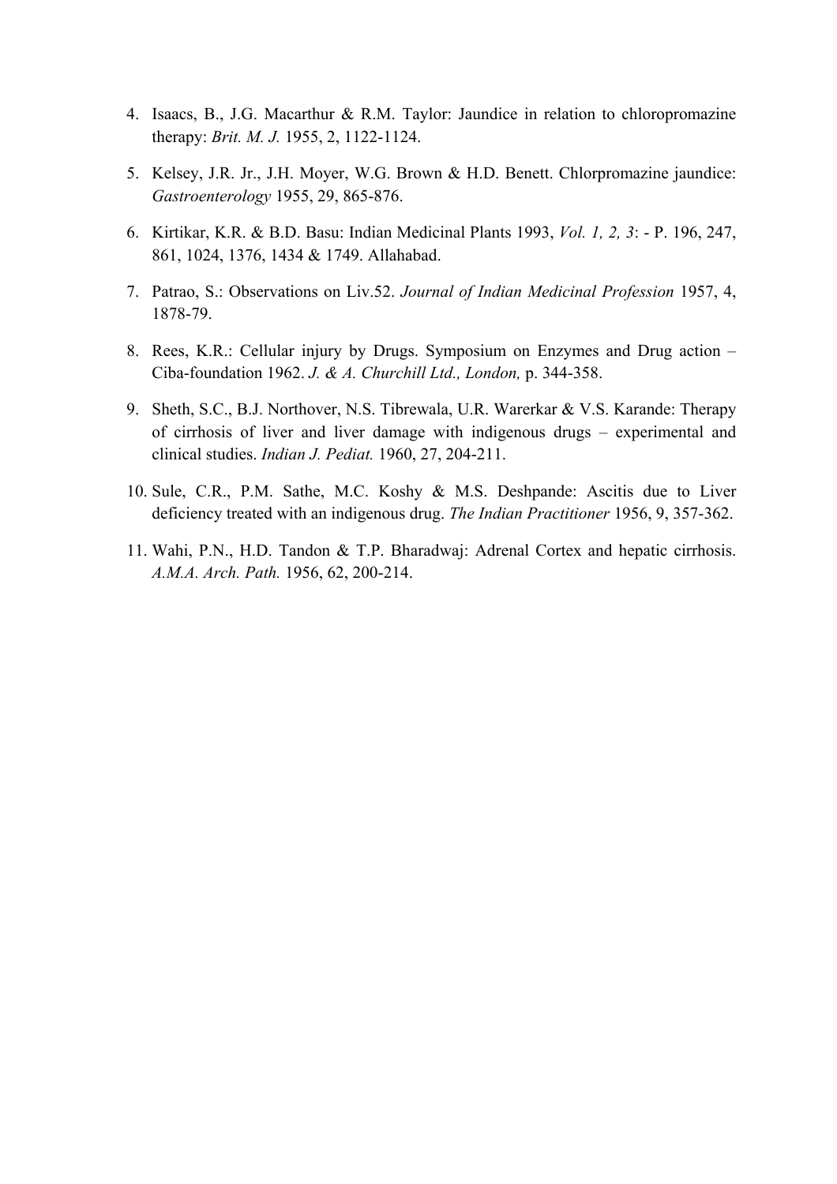4. Isaacs, B., J.G. Macarthur & R.M. Taylor: Jaundice in relation to chloropromazine therapy: *Brit. M. J.* 1955, 2, 1122-1124.

5. Kelsey, J.R. Jr., J.H. Moyer, W.G. Brown & H.D. Benett. Chlorpromazine jaundice: *Gastroenterology* 1955, 29, 865-876.

6. Kirtikar, K.R. & B.D. Basu: Indian Medicinal Plants 1993, *Vol. 1, 2, 3*: - P. 196, 247, 861, 1024, 1376, 1434 & 1749. Allahabad.

7. Patrao, S.: Observations on Liv.52. *Journal of Indian Medicinal Profession* 1957, 4, 1878-79.

8. Rees, K.R.: Cellular injury by Drugs. Symposium on Enzymes and Drug action – Ciba-foundation 1962. *J. & A. Churchill Ltd., London,* p. 344-358.

9. Sheth, S.C., B.J. Northover, N.S. Tibrewala, U.R. Warerkar & V.S. Karande: Therapy of cirrhosis of liver and liver damage with indigenous drugs – experimental and clinical studies. *Indian J. Pediat.* 1960, 27, 204-211.

10. Sule, C.R., P.M. Sathe, M.C. Koshy & M.S. Deshpande: Ascitis due to Liver deficiency treated with an indigenous drug. *The Indian Practitioner* 1956, 9, 357-362.

11. Wahi, P.N., H.D. Tandon & T.P. Bharadwaj: Adrenal Cortex and hepatic cirrhosis. *A.M.A. Arch. Path.* 1956, 62, 200-214.